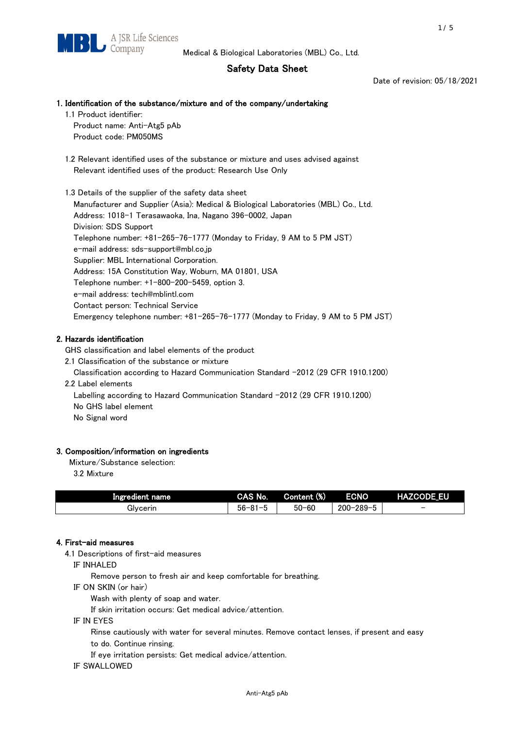Medical & Biological Laboratories (MBL) Co., Ltd.

# Safety Data Sheet

Date of revision: 05/18/2021

## 1. Identification of the substance/mixture and of the company/undertaking

1.1 Product identifier:

Product name: Anti-Atg5 pAb

Product code: PM050MS

1.2 Relevant identified uses of the substance or mixture and uses advised against

Relevant identified uses of the product: Research Use Only

1.3 Details of the supplier of the safety data sheet

Manufacturer and Supplier (Asia): Medical & Biological Laboratories (MBL) Co., Ltd.

Address: 1018-1 Terasawaoka, Ina, Nagano 396-0002, Japan

Division: SDS Support

Telephone number: +81-265-76-1777 (Monday to Friday, 9 AM to 5 PM JST)

e-mail address: sds-support@mbl.co.jp

Supplier: MBL International Corporation.

Address: 15A Constitution Way, Woburn, MA 01801, USA

Telephone number: +1-800-200-5459, option 3.

e-mail address: tech@mblintl.com

Contact person: Technical Service

Emergency telephone number: +81-265-76-1777 (Monday to Friday, 9 AM to 5 PM JST)

## 2. Hazards identification

GHS classification and label elements of the product

2.1 Classification of the substance or mixture

Classification according to Hazard Communication Standard -2012 (29 CFR 1910.1200)

2.2 Label elements

Labelling according to Hazard Communication Standard -2012 (29 CFR 1910.1200)

No GHS label element

No Signal word

## 3. Composition/information on ingredients

Mixture/Substance selection:

3.2 Mixture

| Ingredient name | CAS No. | Content (%) | ECNO | HAZCODE_EU |
|---|---|---|---|---|
| Glycerin | 56-81-5 | 50-60 | 200-289-5 | - |

## 4. First-aid measures

4.1 Descriptions of first-aid measures

IF INHALED

Remove person to fresh air and keep comfortable for breathing.

IF ON SKIN (or hair)

Wash with plenty of soap and water.

If skin irritation occurs: Get medical advice/attention.

IF IN EYES

Rinse cautiously with water for several minutes. Remove contact lenses, if present and easy to do. Continue rinsing.

If eye irritation persists: Get medical advice/attention.

IF SWALLOWED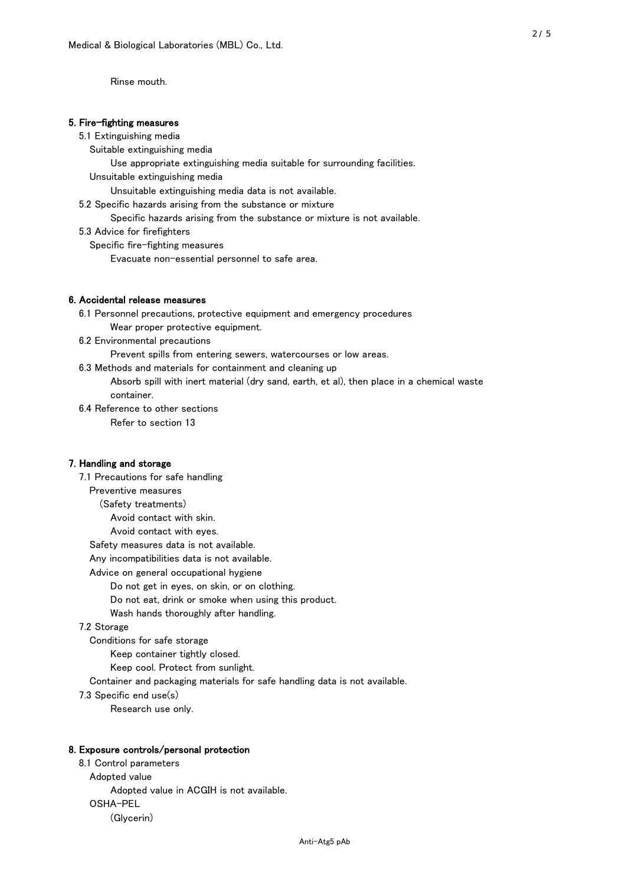Rinse mouth.

## 5. Fire-fighting measures

5.1 Extinguishing media

Suitable extinguishing media

Use appropriate extinguishing media suitable for surrounding facilities.

Unsuitable extinguishing media

Unsuitable extinguishing media data is not available.

5.2 Specific hazards arising from the substance or mixture

Specific hazards arising from the substance or mixture is not available.

5.3 Advice for firefighters

Specific fire-fighting measures

Evacuate non-essential personnel to safe area.

## 6. Accidental release measures

6.1 Personnel precautions, protective equipment and emergency procedures

Wear proper protective equipment.

6.2 Environmental precautions

Prevent spills from entering sewers, watercourses or low areas.

6.3 Methods and materials for containment and cleaning up

Absorb spill with inert material (dry sand, earth, et al), then place in a chemical waste container.

6.4 Reference to other sections

Refer to section 13

## 7. Handling and storage

7.1 Precautions for safe handling

Preventive measures

(Safety treatments)

Avoid contact with skin.

Avoid contact with eyes.

Safety measures data is not available.

Any incompatibilities data is not available.

Advice on general occupational hygiene

Do not get in eyes, on skin, or on clothing.

Do not eat, drink or smoke when using this product.

Wash hands thoroughly after handling.

7.2 Storage

Conditions for safe storage

Keep container tightly closed.

Keep cool. Protect from sunlight.

Container and packaging materials for safe handling data is not available.

7.3 Specific end use(s)

Research use only.

## 8. Exposure controls/personal protection

8.1 Control parameters

Adopted value

Adopted value in ACGIH is not available.

OSHA-PEL

(Glycerin)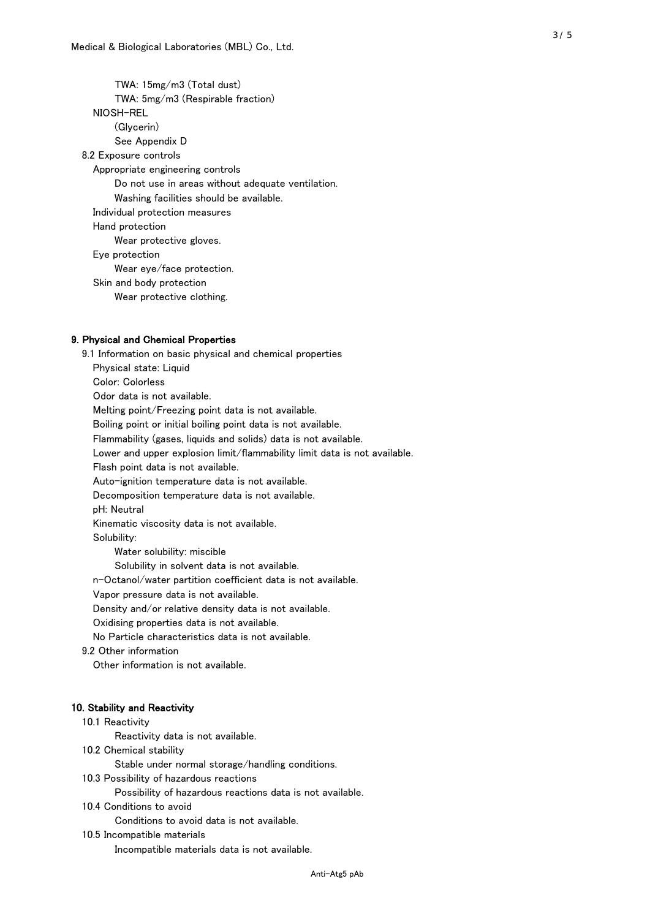TWA: 15mg/m3 (Total dust)

TWA: 5mg/m3 (Respirable fraction)

NIOSH-REL

(Glycerin)

See Appendix D

8.2 Exposure controls

Appropriate engineering controls

Do not use in areas without adequate ventilation.

Washing facilities should be available.

Individual protection measures

Hand protection

Wear protective gloves.

Eye protection

Wear eye/face protection.

Skin and body protection

Wear protective clothing.

## 9. Physical and Chemical Properties

9.1 Information on basic physical and chemical properties

Physical state: Liquid

Color: Colorless

Odor data is not available.

Melting point/Freezing point data is not available.

Boiling point or initial boiling point data is not available.

Flammability (gases, liquids and solids) data is not available.

Lower and upper explosion limit/flammability limit data is not available.

Flash point data is not available.

Auto-ignition temperature data is not available.

Decomposition temperature data is not available.

pH: Neutral

Kinematic viscosity data is not available.

Solubility:

Water solubility: miscible

Solubility in solvent data is not available.

n-Octanol/water partition coefficient data is not available.

Vapor pressure data is not available.

Density and/or relative density data is not available.

Oxidising properties data is not available.

No Particle characteristics data is not available.

9.2 Other information

Other information is not available.

## 10. Stability and Reactivity

10.1 Reactivity

Reactivity data is not available.

10.2 Chemical stability

Stable under normal storage/handling conditions.

10.3 Possibility of hazardous reactions

Possibility of hazardous reactions data is not available.

10.4 Conditions to avoid

Conditions to avoid data is not available.

10.5 Incompatible materials

Incompatible materials data is not available.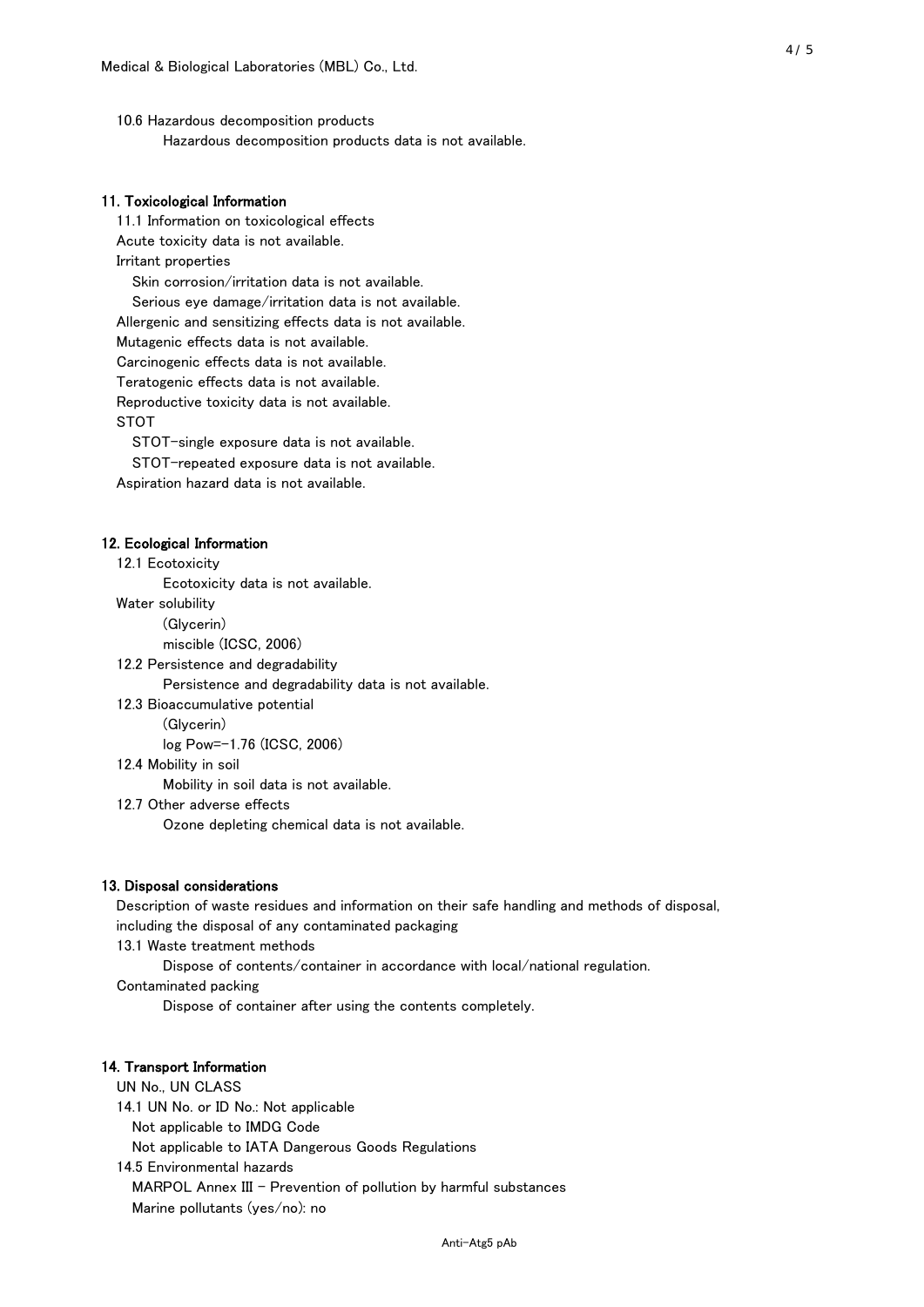10.6 Hazardous decomposition products

Hazardous decomposition products data is not available.

## 11. Toxicological Information

11.1 Information on toxicological effects

Acute toxicity data is not available.

Irritant properties

Skin corrosion/irritation data is not available.

Serious eye damage/irritation data is not available.

Allergenic and sensitizing effects data is not available.

Mutagenic effects data is not available.

Carcinogenic effects data is not available.

Teratogenic effects data is not available.

Reproductive toxicity data is not available.

STOT

STOT-single exposure data is not available.

STOT-repeated exposure data is not available.

Aspiration hazard data is not available.

## 12. Ecological Information

12.1 Ecotoxicity

Ecotoxicity data is not available.

Water solubility

(Glycerin)

miscible (ICSC, 2006)

12.2 Persistence and degradability

Persistence and degradability data is not available.

12.3 Bioaccumulative potential

(Glycerin)

log Pow=-1.76 (ICSC, 2006)

12.4 Mobility in soil

Mobility in soil data is not available.

12.7 Other adverse effects

Ozone depleting chemical data is not available.

## 13. Disposal considerations

Description of waste residues and information on their safe handling and methods of disposal, including the disposal of any contaminated packaging

13.1 Waste treatment methods

Dispose of contents/container in accordance with local/national regulation.

Contaminated packing

Dispose of container after using the contents completely.

## 14. Transport Information

UN No., UN CLASS

14.1 UN No. or ID No.: Not applicable

Not applicable to IMDG Code

Not applicable to IATA Dangerous Goods Regulations

14.5 Environmental hazards

MARPOL Annex III - Prevention of pollution by harmful substances

Marine pollutants (yes/no): no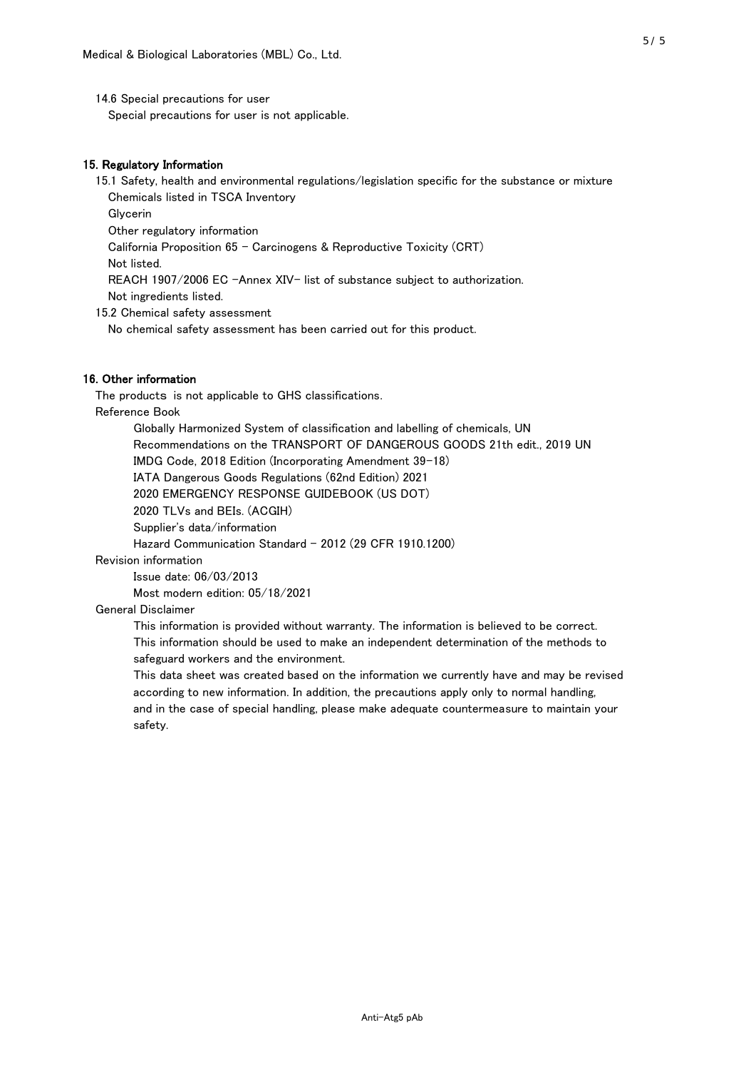14.6 Special precautions for user

Special precautions for user is not applicable.

## 15. Regulatory Information

15.1 Safety, health and environmental regulations/legislation specific for the substance or mixture

Chemicals listed in TSCA Inventory

Glycerin

Other regulatory information

California Proposition 65 - Carcinogens & Reproductive Toxicity (CRT)

Not listed.

REACH 1907/2006 EC -Annex XIV- list of substance subject to authorization.

Not ingredients listed.

15.2 Chemical safety assessment

No chemical safety assessment has been carried out for this product.

## 16. Other information

The products is not applicable to GHS classifications.

Reference Book

Globally Harmonized System of classification and labelling of chemicals, UN

Recommendations on the TRANSPORT OF DANGEROUS GOODS 21th edit., 2019 UN

IMDG Code, 2018 Edition (Incorporating Amendment 39-18)

IATA Dangerous Goods Regulations (62nd Edition) 2021

2020 EMERGENCY RESPONSE GUIDEBOOK (US DOT)

2020 TLVs and BEIs. (ACGIH)

Supplier's data/information

Hazard Communication Standard - 2012 (29 CFR 1910.1200)

Revision information

Issue date: 06/03/2013

Most modern edition: 05/18/2021

General Disclaimer

This information is provided without warranty. The information is believed to be correct. This information should be used to make an independent determination of the methods to safeguard workers and the environment.

This data sheet was created based on the information we currently have and may be revised according to new information. In addition, the precautions apply only to normal handling, and in the case of special handling, please make adequate countermeasure to maintain your safety.